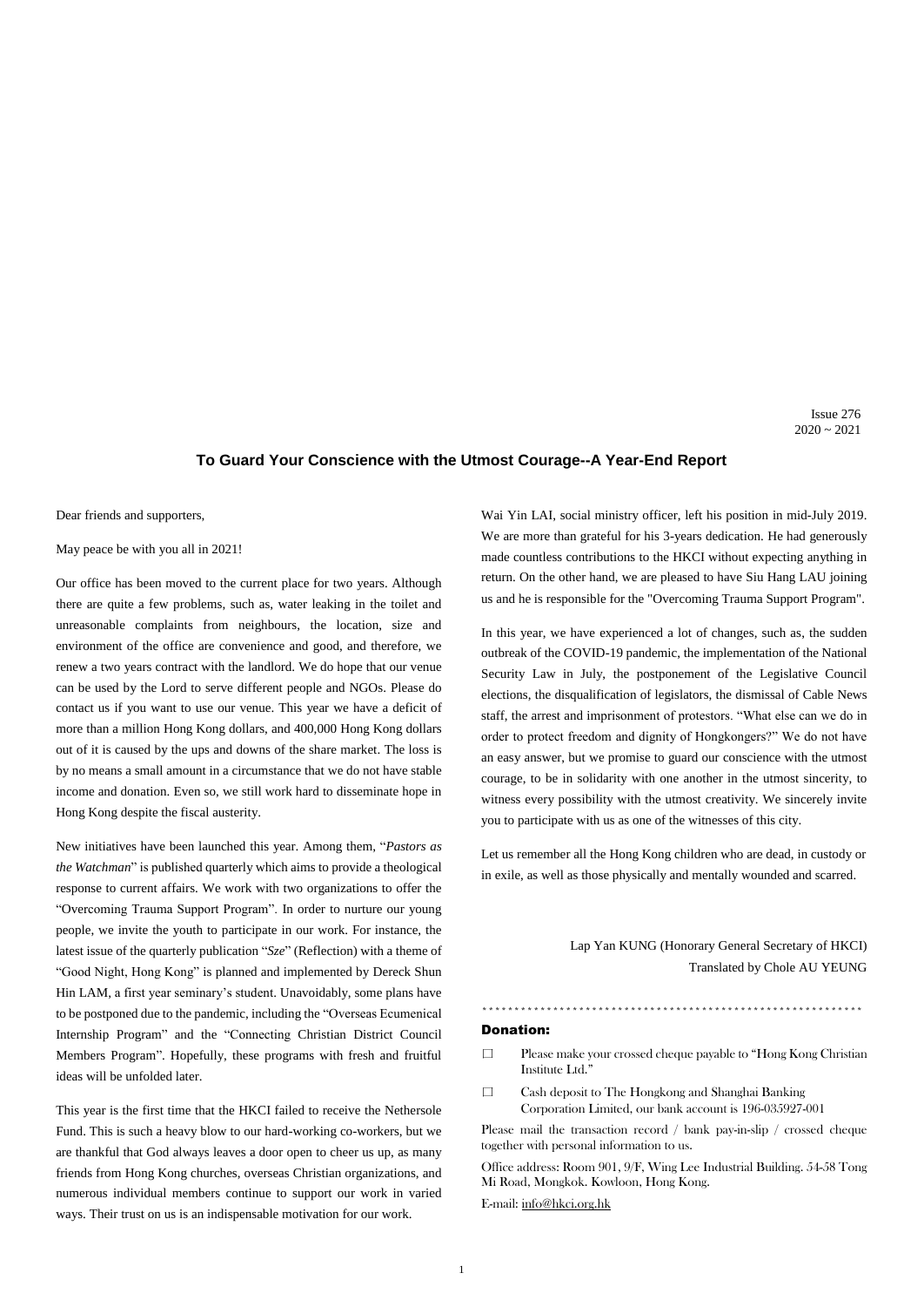Issue 276
2020 ~ 2021

## To Guard Your Conscience with the Utmost Courage--A Year-End Report

Dear friends and supporters,

May peace be with you all in 2021!

Our office has been moved to the current place for two years. Although there are quite a few problems, such as, water leaking in the toilet and unreasonable complaints from neighbours, the location, size and environment of the office are convenience and good, and therefore, we renew a two years contract with the landlord. We do hope that our venue can be used by the Lord to serve different people and NGOs. Please do contact us if you want to use our venue. This year we have a deficit of more than a million Hong Kong dollars, and 400,000 Hong Kong dollars out of it is caused by the ups and downs of the share market. The loss is by no means a small amount in a circumstance that we do not have stable income and donation. Even so, we still work hard to disseminate hope in Hong Kong despite the fiscal austerity.

New initiatives have been launched this year. Among them, "*Pastors as the Watchman*" is published quarterly which aims to provide a theological response to current affairs. We work with two organizations to offer the "Overcoming Trauma Support Program". In order to nurture our young people, we invite the youth to participate in our work. For instance, the latest issue of the quarterly publication "*Sze*" (Reflection) with a theme of "Good Night, Hong Kong" is planned and implemented by Dereck Shun Hin LAM, a first year seminary's student. Unavoidably, some plans have to be postponed due to the pandemic, including the "Overseas Ecumenical Internship Program" and the "Connecting Christian District Council Members Program". Hopefully, these programs with fresh and fruitful ideas will be unfolded later.

This year is the first time that the HKCI failed to receive the Nethersole Fund. This is such a heavy blow to our hard-working co-workers, but we are thankful that God always leaves a door open to cheer us up, as many friends from Hong Kong churches, overseas Christian organizations, and numerous individual members continue to support our work in varied ways. Their trust on us is an indispensable motivation for our work.

Wai Yin LAI, social ministry officer, left his position in mid-July 2019. We are more than grateful for his 3-years dedication. He had generously made countless contributions to the HKCI without expecting anything in return. On the other hand, we are pleased to have Siu Hang LAU joining us and he is responsible for the "Overcoming Trauma Support Program".

In this year, we have experienced a lot of changes, such as, the sudden outbreak of the COVID-19 pandemic, the implementation of the National Security Law in July, the postponement of the Legislative Council elections, the disqualification of legislators, the dismissal of Cable News staff, the arrest and imprisonment of protestors. "What else can we do in order to protect freedom and dignity of Hongkongers?" We do not have an easy answer, but we promise to guard our conscience with the utmost courage, to be in solidarity with one another in the utmost sincerity, to witness every possibility with the utmost creativity. We sincerely invite you to participate with us as one of the witnesses of this city.

Let us remember all the Hong Kong children who are dead, in custody or in exile, as well as those physically and mentally wounded and scarred.

Lap Yan KUNG (Honorary General Secretary of HKCI)
Translated by Chole AU YEUNG

\*\*\*\*\*\*\*\*\*\*\*\*\*\*\*\*\*\*\*\*\*\*\*\*\*\*\*\*\*\*\*\*\*\*\*\*\*\*\*\*\*\*\*\*\*\*\*\*\*\*\*\*\*\*\*\*\*\*\*\*

**Donation:**

- ☐ Please make your crossed cheque payable to "Hong Kong Christian Institute Ltd."
- ☐ Cash deposit to The Hongkong and Shanghai Banking Corporation Limited, our bank account is 196-035927-001

Please mail the transaction record / bank pay-in-slip / crossed cheque together with personal information to us.

Office address: Room 901, 9/F, Wing Lee Industrial Building. 54-58 Tong Mi Road, Mongkok. Kowloon, Hong Kong.

E-mail: info@hkci.org.hk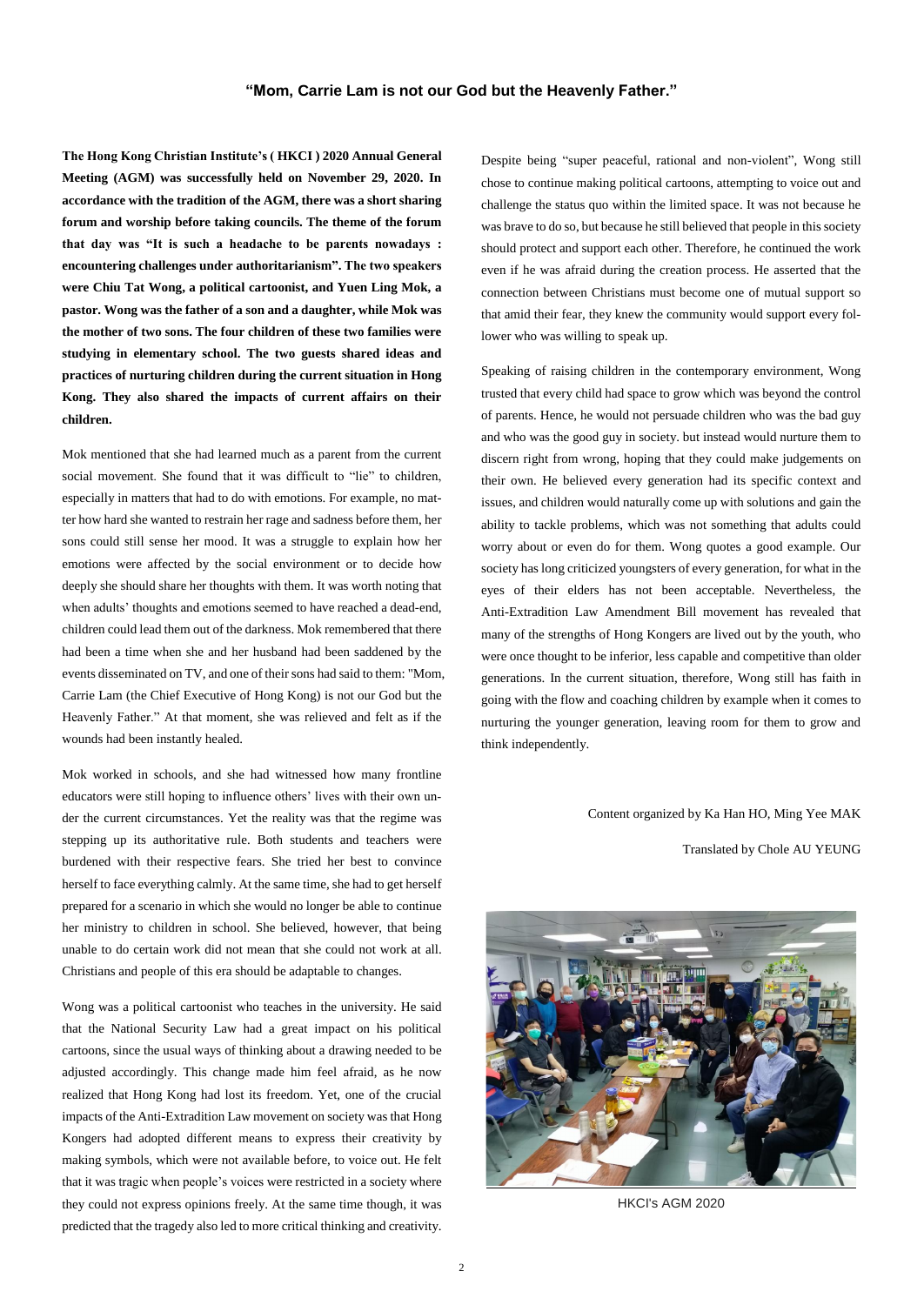## "Mom, Carrie Lam is not our God but the Heavenly Father."

**The Hong Kong Christian Institute's ( HKCI ) 2020 Annual General Meeting (AGM) was successfully held on November 29, 2020. In accordance with the tradition of the AGM, there was a short sharing forum and worship before taking councils. The theme of the forum that day was "It is such a headache to be parents nowadays : encountering challenges under authoritarianism". The two speakers were Chiu Tat Wong, a political cartoonist, and Yuen Ling Mok, a pastor. Wong was the father of a son and a daughter, while Mok was the mother of two sons. The four children of these two families were studying in elementary school. The two guests shared ideas and practices of nurturing children during the current situation in Hong Kong. They also shared the impacts of current affairs on their children.**

Mok mentioned that she had learned much as a parent from the current social movement. She found that it was difficult to "lie" to children, especially in matters that had to do with emotions. For example, no matter how hard she wanted to restrain her rage and sadness before them, her sons could still sense her mood. It was a struggle to explain how her emotions were affected by the social environment or to decide how deeply she should share her thoughts with them. It was worth noting that when adults' thoughts and emotions seemed to have reached a dead-end, children could lead them out of the darkness. Mok remembered that there had been a time when she and her husband had been saddened by the events disseminated on TV, and one of their sons had said to them: "Mom, Carrie Lam (the Chief Executive of Hong Kong) is not our God but the Heavenly Father." At that moment, she was relieved and felt as if the wounds had been instantly healed.

Mok worked in schools, and she had witnessed how many frontline educators were still hoping to influence others' lives with their own under the current circumstances. Yet the reality was that the regime was stepping up its authoritative rule. Both students and teachers were burdened with their respective fears. She tried her best to convince herself to face everything calmly. At the same time, she had to get herself prepared for a scenario in which she would no longer be able to continue her ministry to children in school. She believed, however, that being unable to do certain work did not mean that she could not work at all. Christians and people of this era should be adaptable to changes.

Wong was a political cartoonist who teaches in the university. He said that the National Security Law had a great impact on his political cartoons, since the usual ways of thinking about a drawing needed to be adjusted accordingly. This change made him feel afraid, as he now realized that Hong Kong had lost its freedom. Yet, one of the crucial impacts of the Anti-Extradition Law movement on society was that Hong Kongers had adopted different means to express their creativity by making symbols, which were not available before, to voice out. He felt that it was tragic when people's voices were restricted in a society where they could not express opinions freely. At the same time though, it was predicted that the tragedy also led to more critical thinking and creativity.

Despite being "super peaceful, rational and non-violent", Wong still chose to continue making political cartoons, attempting to voice out and challenge the status quo within the limited space. It was not because he was brave to do so, but because he still believed that people in this society should protect and support each other. Therefore, he continued the work even if he was afraid during the creation process. He asserted that the connection between Christians must become one of mutual support so that amid their fear, they knew the community would support every follower who was willing to speak up.

Speaking of raising children in the contemporary environment, Wong trusted that every child had space to grow which was beyond the control of parents. Hence, he would not persuade children who was the bad guy and who was the good guy in society. but instead would nurture them to discern right from wrong, hoping that they could make judgements on their own. He believed every generation had its specific context and issues, and children would naturally come up with solutions and gain the ability to tackle problems, which was not something that adults could worry about or even do for them. Wong quotes a good example. Our society has long criticized youngsters of every generation, for what in the eyes of their elders has not been acceptable. Nevertheless, the Anti-Extradition Law Amendment Bill movement has revealed that many of the strengths of Hong Kongers are lived out by the youth, who were once thought to be inferior, less capable and competitive than older generations. In the current situation, therefore, Wong still has faith in going with the flow and coaching children by example when it comes to nurturing the younger generation, leaving room for them to grow and think independently.

Content organized by Ka Han HO, Ming Yee MAK

Translated by Chole AU YEUNG

HKCI's AGM 2020